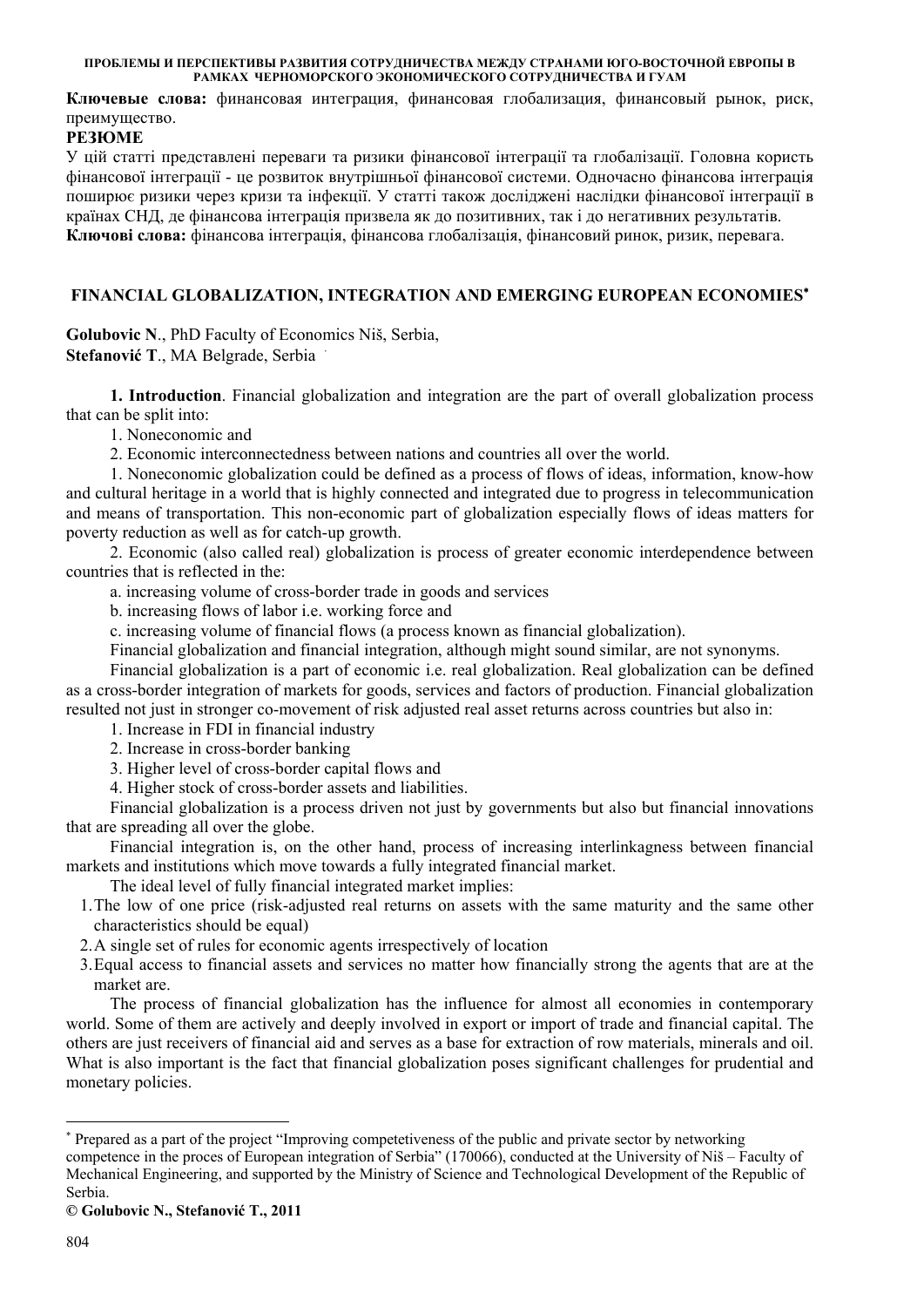**Ключевые слова:** финансовая интеграция, финансовая глобализация, финансовый рынок, риск, преимущество.

**РЕЗЮМЕ**

У цій статті представлені переваги та ризики фінансової інтеграції та глобалізації. Головна користь фінансової інтеграції - це розвиток внутрішньої фінансової системи. Одночасно фінансова інтеграція поширює ризики через кризи та інфекції. У статті також досліджені наслідки фінансової інтеграції в країнах СНД, де фінансова інтеграція призвела як до позитивних, так і до негативних результатів.

**Ключові слова:** фінансова інтеграція, фінансова глобалізація, фінансовий ринок, ризик, перевага.

## FINANCIAL GLOBALIZATION, INTEGRATION AND EMERGING EUROPEAN ECONOMIES*

**Golubovic N**., PhD Faculty of Economics Niš, Serbia,
**Stefanović T**., MA Belgrade, Serbia

**1. Introduction**. Financial globalization and integration are the part of overall globalization process that can be split into:

1. Noneconomic and
2. Economic interconnectedness between nations and countries all over the world.

1. Noneconomic globalization could be defined as a process of flows of ideas, information, know-how and cultural heritage in a world that is highly connected and integrated due to progress in telecommunication and means of transportation. This non-economic part of globalization especially flows of ideas matters for poverty reduction as well as for catch-up growth.

2. Economic (also called real) globalization is process of greater economic interdependence between countries that is reflected in the:

a. increasing volume of cross-border trade in goods and services
b. increasing flows of labor i.e. working force and
c. increasing volume of financial flows (a process known as financial globalization).

Financial globalization and financial integration, although might sound similar, are not synonyms.

Financial globalization is a part of economic i.e. real globalization. Real globalization can be defined as a cross-border integration of markets for goods, services and factors of production. Financial globalization resulted not just in stronger co-movement of risk adjusted real asset returns across countries but also in:

1. Increase in FDI in financial industry
2. Increase in cross-border banking
3. Higher level of cross-border capital flows and
4. Higher stock of cross-border assets and liabilities.

Financial globalization is a process driven not just by governments but also but financial innovations that are spreading all over the globe.

Financial integration is, on the other hand, process of increasing interlinkagness between financial markets and institutions which move towards a fully integrated financial market.

The ideal level of fully financial integrated market implies:

1. The low of one price (risk-adjusted real returns on assets with the same maturity and the same other characteristics should be equal)
2. A single set of rules for economic agents irrespectively of location
3. Equal access to financial assets and services no matter how financially strong the agents that are at the market are.

The process of financial globalization has the influence for almost all economies in contemporary world. Some of them are actively and deeply involved in export or import of trade and financial capital. The others are just receivers of financial aid and serves as a base for extraction of row materials, minerals and oil. What is also important is the fact that financial globalization poses significant challenges for prudential and monetary policies.

---

* Prepared as a part of the project "Improving competetiveness of the public and private sector by networking competence in the proces of European integration of Serbia" (170066), conducted at the University of Niš – Faculty of Mechanical Engineering, and supported by the Ministry of Science and Technological Development of the Republic of Serbia.

**© Golubovic N., Stefanović T., 2011**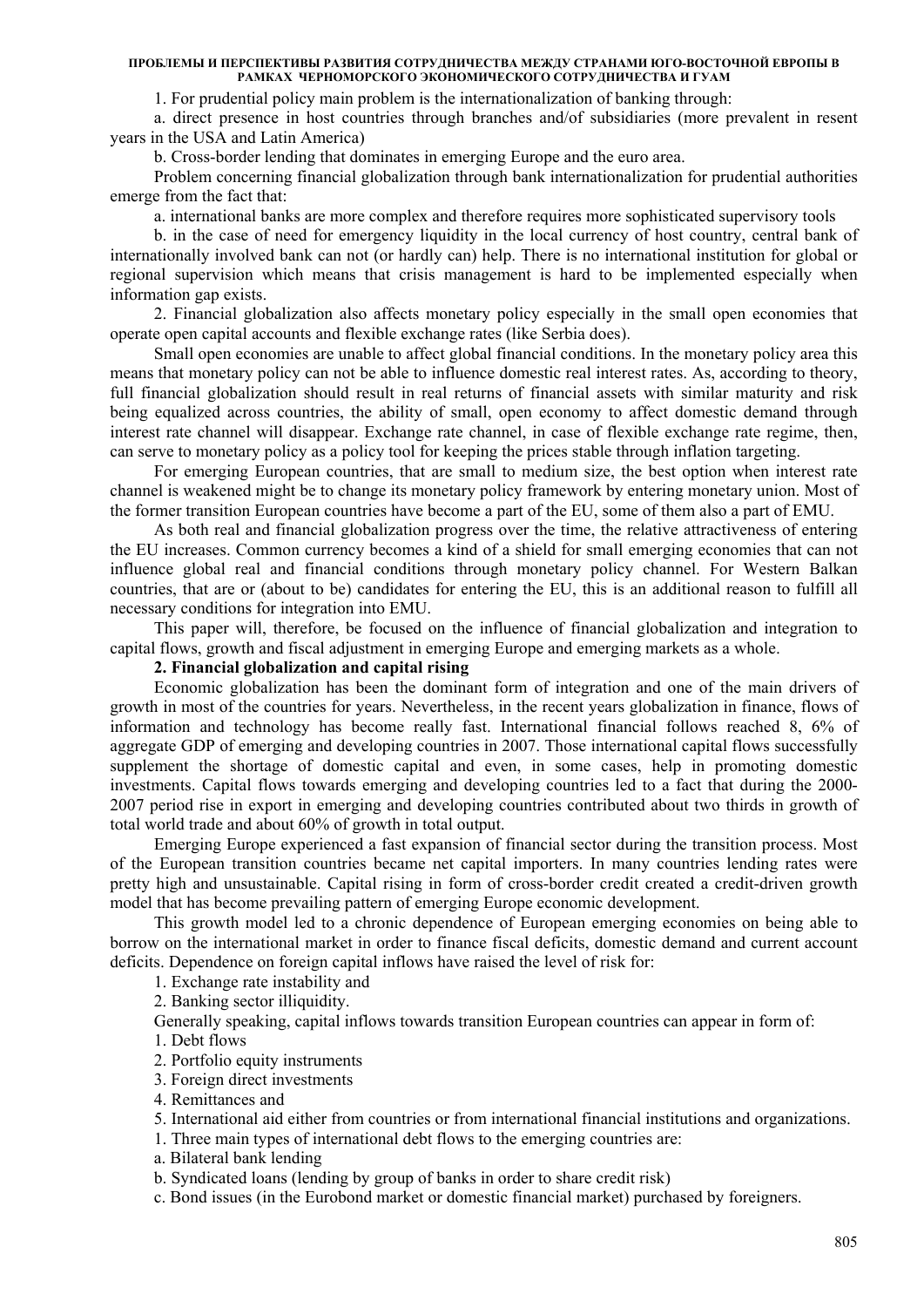1. For prudential policy main problem is the internationalization of banking through:

a. direct presence in host countries through branches and/of subsidiaries (more prevalent in resent years in the USA and Latin America)

b. Cross-border lending that dominates in emerging Europe and the euro area.

Problem concerning financial globalization through bank internationalization for prudential authorities emerge from the fact that:

a. international banks are more complex and therefore requires more sophisticated supervisory tools

b. in the case of need for emergency liquidity in the local currency of host country, central bank of internationally involved bank can not (or hardly can) help. There is no international institution for global or regional supervision which means that crisis management is hard to be implemented especially when information gap exists.

2. Financial globalization also affects monetary policy especially in the small open economies that operate open capital accounts and flexible exchange rates (like Serbia does).

Small open economies are unable to affect global financial conditions. In the monetary policy area this means that monetary policy can not be able to influence domestic real interest rates. As, according to theory, full financial globalization should result in real returns of financial assets with similar maturity and risk being equalized across countries, the ability of small, open economy to affect domestic demand through interest rate channel will disappear. Exchange rate channel, in case of flexible exchange rate regime, then, can serve to monetary policy as a policy tool for keeping the prices stable through inflation targeting.

For emerging European countries, that are small to medium size, the best option when interest rate channel is weakened might be to change its monetary policy framework by entering monetary union. Most of the former transition European countries have become a part of the EU, some of them also a part of EMU.

As both real and financial globalization progress over the time, the relative attractiveness of entering the EU increases. Common currency becomes a kind of a shield for small emerging economies that can not influence global real and financial conditions through monetary policy channel. For Western Balkan countries, that are or (about to be) candidates for entering the EU, this is an additional reason to fulfill all necessary conditions for integration into EMU.

This paper will, therefore, be focused on the influence of financial globalization and integration to capital flows, growth and fiscal adjustment in emerging Europe and emerging markets as a whole.

## 2. Financial globalization and capital rising

Economic globalization has been the dominant form of integration and one of the main drivers of growth in most of the countries for years. Nevertheless, in the recent years globalization in finance, flows of information and technology has become really fast. International financial follows reached 8, 6% of aggregate GDP of emerging and developing countries in 2007. Those international capital flows successfully supplement the shortage of domestic capital and even, in some cases, help in promoting domestic investments. Capital flows towards emerging and developing countries led to a fact that during the 2000-2007 period rise in export in emerging and developing countries contributed about two thirds in growth of total world trade and about 60% of growth in total output.

Emerging Europe experienced a fast expansion of financial sector during the transition process. Most of the European transition countries became net capital importers. In many countries lending rates were pretty high and unsustainable. Capital rising in form of cross-border credit created a credit-driven growth model that has become prevailing pattern of emerging Europe economic development.

This growth model led to a chronic dependence of European emerging economies on being able to borrow on the international market in order to finance fiscal deficits, domestic demand and current account deficits. Dependence on foreign capital inflows have raised the level of risk for:

1. Exchange rate instability and
2. Banking sector illiquidity.

Generally speaking, capital inflows towards transition European countries can appear in form of:

1. Debt flows
2. Portfolio equity instruments
3. Foreign direct investments
4. Remittances and
5. International aid either from countries or from international financial institutions and organizations.

1. Three main types of international debt flows to the emerging countries are:

a. Bilateral bank lending

b. Syndicated loans (lending by group of banks in order to share credit risk)

c. Bond issues (in the Eurobond market or domestic financial market) purchased by foreigners.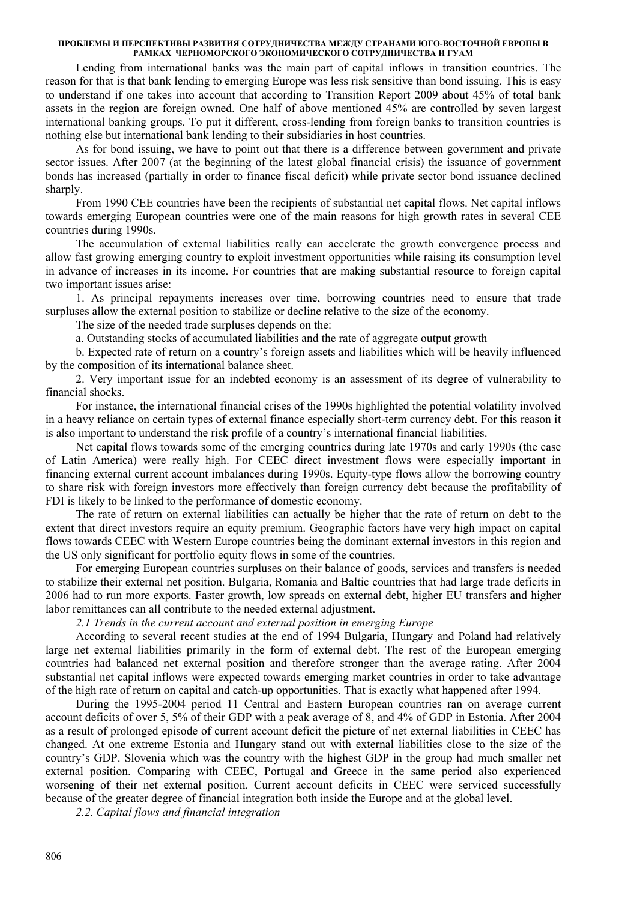Lending from international banks was the main part of capital inflows in transition countries. The reason for that is that bank lending to emerging Europe was less risk sensitive than bond issuing. This is easy to understand if one takes into account that according to Transition Report 2009 about 45% of total bank assets in the region are foreign owned. One half of above mentioned 45% are controlled by seven largest international banking groups. To put it different, cross-lending from foreign banks to transition countries is nothing else but international bank lending to their subsidiaries in host countries.

As for bond issuing, we have to point out that there is a difference between government and private sector issues. After 2007 (at the beginning of the latest global financial crisis) the issuance of government bonds has increased (partially in order to finance fiscal deficit) while private sector bond issuance declined sharply.

From 1990 CEE countries have been the recipients of substantial net capital flows. Net capital inflows towards emerging European countries were one of the main reasons for high growth rates in several CEE countries during 1990s.

The accumulation of external liabilities really can accelerate the growth convergence process and allow fast growing emerging country to exploit investment opportunities while raising its consumption level in advance of increases in its income. For countries that are making substantial resource to foreign capital two important issues arise:

1. As principal repayments increases over time, borrowing countries need to ensure that trade surpluses allow the external position to stabilize or decline relative to the size of the economy.

The size of the needed trade surpluses depends on the:

a. Outstanding stocks of accumulated liabilities and the rate of aggregate output growth

b. Expected rate of return on a country's foreign assets and liabilities which will be heavily influenced by the composition of its international balance sheet.

2. Very important issue for an indebted economy is an assessment of its degree of vulnerability to financial shocks.

For instance, the international financial crises of the 1990s highlighted the potential volatility involved in a heavy reliance on certain types of external finance especially short-term currency debt. For this reason it is also important to understand the risk profile of a country's international financial liabilities.

Net capital flows towards some of the emerging countries during late 1970s and early 1990s (the case of Latin America) were really high. For CEEC direct investment flows were especially important in financing external current account imbalances during 1990s. Equity-type flows allow the borrowing country to share risk with foreign investors more effectively than foreign currency debt because the profitability of FDI is likely to be linked to the performance of domestic economy.

The rate of return on external liabilities can actually be higher that the rate of return on debt to the extent that direct investors require an equity premium. Geographic factors have very high impact on capital flows towards CEEC with Western Europe countries being the dominant external investors in this region and the US only significant for portfolio equity flows in some of the countries.

For emerging European countries surpluses on their balance of goods, services and transfers is needed to stabilize their external net position. Bulgaria, Romania and Baltic countries that had large trade deficits in 2006 had to run more exports. Faster growth, low spreads on external debt, higher EU transfers and higher labor remittances can all contribute to the needed external adjustment.

### *2.1 Trends in the current account and external position in emerging Europe*

According to several recent studies at the end of 1994 Bulgaria, Hungary and Poland had relatively large net external liabilities primarily in the form of external debt. The rest of the European emerging countries had balanced net external position and therefore stronger than the average rating. After 2004 substantial net capital inflows were expected towards emerging market countries in order to take advantage of the high rate of return on capital and catch-up opportunities. That is exactly what happened after 1994.

During the 1995-2004 period 11 Central and Eastern European countries ran on average current account deficits of over 5, 5% of their GDP with a peak average of 8, and 4% of GDP in Estonia. After 2004 as a result of prolonged episode of current account deficit the picture of net external liabilities in CEEC has changed. At one extreme Estonia and Hungary stand out with external liabilities close to the size of the country's GDP. Slovenia which was the country with the highest GDP in the group had much smaller net external position. Comparing with CEEC, Portugal and Greece in the same period also experienced worsening of their net external position. Current account deficits in CEEC were serviced successfully because of the greater degree of financial integration both inside the Europe and at the global level.

### *2.2. Capital flows and financial integration*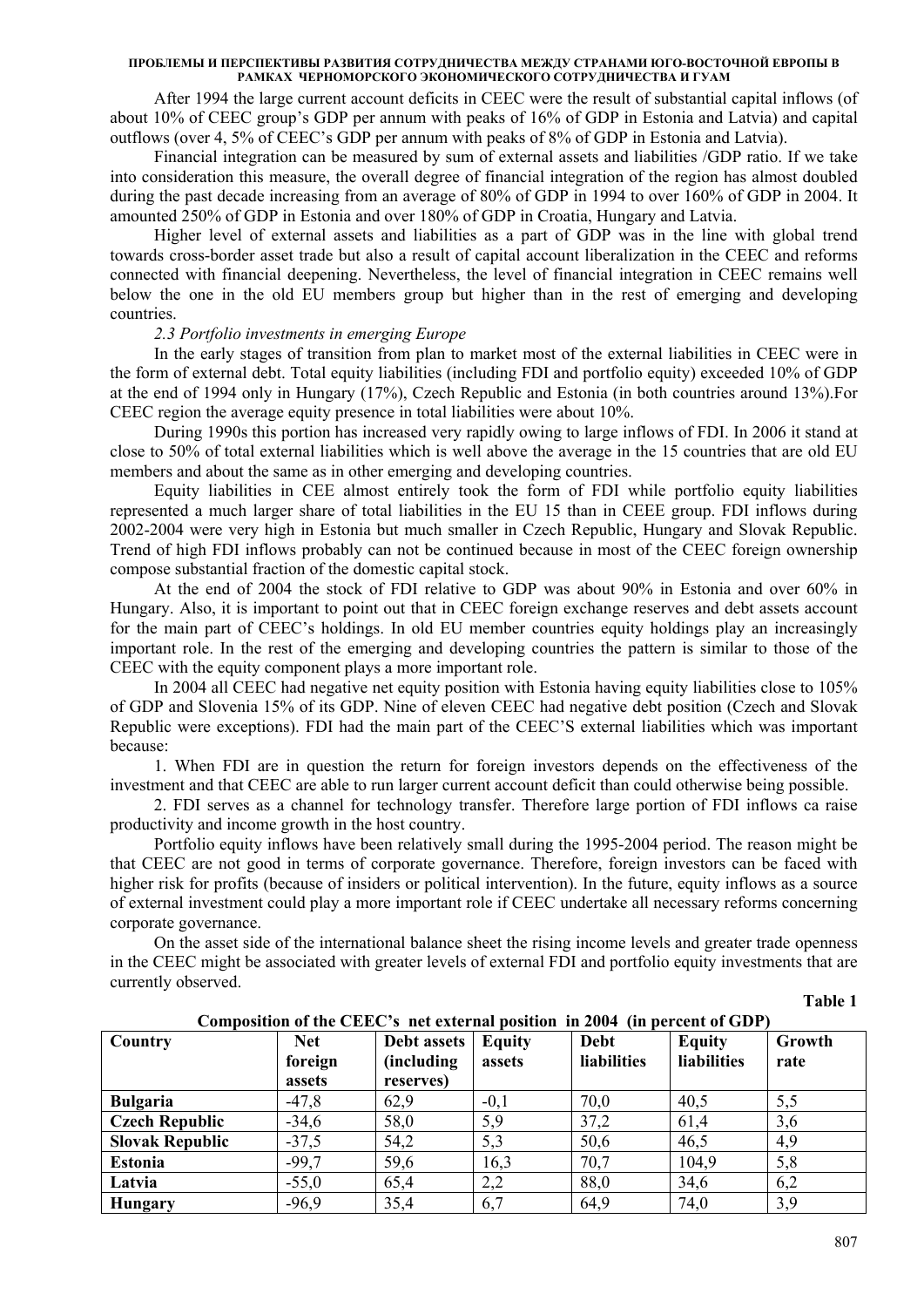After 1994 the large current account deficits in CEEC were the result of substantial capital inflows (of about 10% of CEEC group's GDP per annum with peaks of 16% of GDP in Estonia and Latvia) and capital outflows (over 4, 5% of CEEC's GDP per annum with peaks of 8% of GDP in Estonia and Latvia).

Financial integration can be measured by sum of external assets and liabilities /GDP ratio. If we take into consideration this measure, the overall degree of financial integration of the region has almost doubled during the past decade increasing from an average of 80% of GDP in 1994 to over 160% of GDP in 2004. It amounted 250% of GDP in Estonia and over 180% of GDP in Croatia, Hungary and Latvia.

Higher level of external assets and liabilities as a part of GDP was in the line with global trend towards cross-border asset trade but also a result of capital account liberalization in the CEEC and reforms connected with financial deepening. Nevertheless, the level of financial integration in CEEC remains well below the one in the old EU members group but higher than in the rest of emerging and developing countries.

*2.3 Portfolio investments in emerging Europe*

In the early stages of transition from plan to market most of the external liabilities in CEEC were in the form of external debt. Total equity liabilities (including FDI and portfolio equity) exceeded 10% of GDP at the end of 1994 only in Hungary (17%), Czech Republic and Estonia (in both countries around 13%).For CEEC region the average equity presence in total liabilities were about 10%.

During 1990s this portion has increased very rapidly owing to large inflows of FDI. In 2006 it stand at close to 50% of total external liabilities which is well above the average in the 15 countries that are old EU members and about the same as in other emerging and developing countries.

Equity liabilities in CEE almost entirely took the form of FDI while portfolio equity liabilities represented a much larger share of total liabilities in the EU 15 than in CEEE group. FDI inflows during 2002-2004 were very high in Estonia but much smaller in Czech Republic, Hungary and Slovak Republic. Trend of high FDI inflows probably can not be continued because in most of the CEEC foreign ownership compose substantial fraction of the domestic capital stock.

At the end of 2004 the stock of FDI relative to GDP was about 90% in Estonia and over 60% in Hungary. Also, it is important to point out that in CEEC foreign exchange reserves and debt assets account for the main part of CEEC's holdings. In old EU member countries equity holdings play an increasingly important role. In the rest of the emerging and developing countries the pattern is similar to those of the CEEC with the equity component plays a more important role.

In 2004 all CEEC had negative net equity position with Estonia having equity liabilities close to 105% of GDP and Slovenia 15% of its GDP. Nine of eleven CEEC had negative debt position (Czech and Slovak Republic were exceptions). FDI had the main part of the CEEC'S external liabilities which was important because:

1. When FDI are in question the return for foreign investors depends on the effectiveness of the investment and that CEEC are able to run larger current account deficit than could otherwise being possible.

2. FDI serves as a channel for technology transfer. Therefore large portion of FDI inflows ca raise productivity and income growth in the host country.

Portfolio equity inflows have been relatively small during the 1995-2004 period. The reason might be that CEEC are not good in terms of corporate governance. Therefore, foreign investors can be faced with higher risk for profits (because of insiders or political intervention). In the future, equity inflows as a source of external investment could play a more important role if CEEC undertake all necessary reforms concerning corporate governance.

On the asset side of the international balance sheet the rising income levels and greater trade openness in the CEEC might be associated with greater levels of external FDI and portfolio equity investments that are currently observed.

**Table 1**

**Composition of the CEEC's net external position in 2004 (in percent of GDP)**

| Country | Net foreign assets | Debt assets (including reserves) | Equity assets | Debt liabilities | Equity liabilities | Growth rate |
|---|---|---|---|---|---|---|
| **Bulgaria** | -47,8 | 62,9 | -0,1 | 70,0 | 40,5 | 5,5 |
| **Czech Republic** | -34,6 | 58,0 | 5,9 | 37,2 | 61,4 | 3,6 |
| **Slovak Republic** | -37,5 | 54,2 | 5,3 | 50,6 | 46,5 | 4,9 |
| **Estonia** | -99,7 | 59,6 | 16,3 | 70,7 | 104,9 | 5,8 |
| **Latvia** | -55,0 | 65,4 | 2,2 | 88,0 | 34,6 | 6,2 |
| **Hungary** | -96,9 | 35,4 | 6,7 | 64,9 | 74,0 | 3,9 |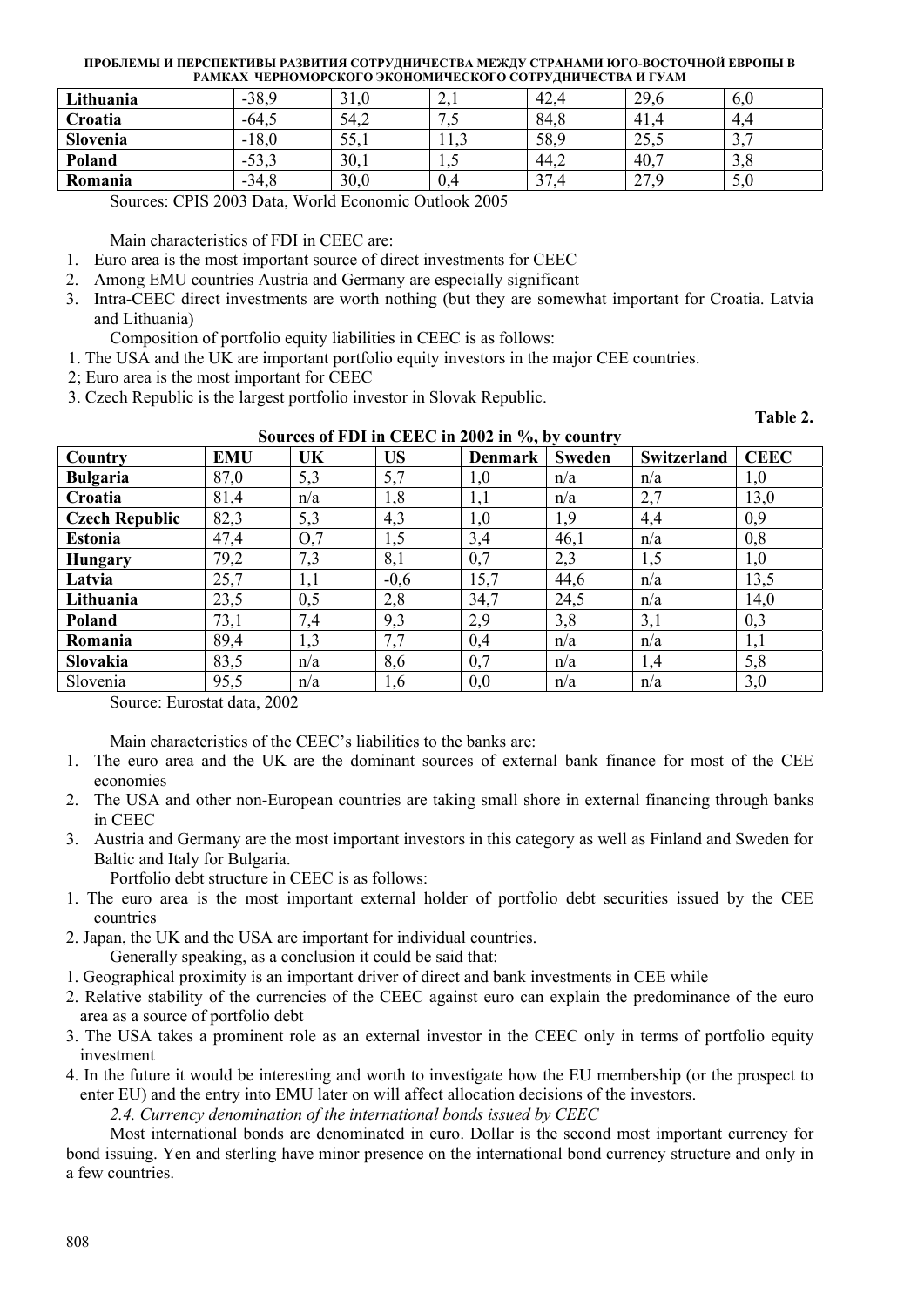| Lithuania | -38,9 | 31,0 | 2,1 | 42,4 | 29,6 | 6,0 |
|---|---|---|---|---|---|---|
| Croatia | -64,5 | 54,2 | 7,5 | 84,8 | 41,4 | 4,4 |
| Slovenia | -18,0 | 55,1 | 11,3 | 58,9 | 25,5 | 3,7 |
| Poland | -53,3 | 30,1 | 1,5 | 44,2 | 40,7 | 3,8 |
| Romania | -34,8 | 30,0 | 0,4 | 37,4 | 27,9 | 5,0 |

Sources: CPIS 2003 Data, World Economic Outlook 2005

Main characteristics of FDI in CEEC are:

1. Euro area is the most important source of direct investments for CEEC
2. Among EMU countries Austria and Germany are especially significant
3. Intra-CEEC direct investments are worth nothing (but they are somewhat important for Croatia. Latvia and Lithuania)

Composition of portfolio equity liabilities in CEEC is as follows:

1. The USA and the UK are important portfolio equity investors in the major CEE countries.
2; Euro area is the most important for CEEC
3. Czech Republic is the largest portfolio investor in Slovak Republic.

**Table 2.**

**Sources of FDI in CEEC in 2002 in %, by country**

| Country | EMU | UK | US | Denmark | Sweden | Switzerland | CEEC |
|---|---|---|---|---|---|---|---|
| **Bulgaria** | 87,0 | 5,3 | 5,7 | 1,0 | n/a | n/a | 1,0 |
| **Croatia** | 81,4 | n/a | 1,8 | 1,1 | n/a | 2,7 | 13,0 |
| **Czech Republic** | 82,3 | 5,3 | 4,3 | 1,0 | 1,9 | 4,4 | 0,9 |
| **Estonia** | 47,4 | O,7 | 1,5 | 3,4 | 46,1 | n/a | 0,8 |
| **Hungary** | 79,2 | 7,3 | 8,1 | 0,7 | 2,3 | 1,5 | 1,0 |
| **Latvia** | 25,7 | 1,1 | -0,6 | 15,7 | 44,6 | n/a | 13,5 |
| **Lithuania** | 23,5 | 0,5 | 2,8 | 34,7 | 24,5 | n/a | 14,0 |
| **Poland** | 73,1 | 7,4 | 9,3 | 2,9 | 3,8 | 3,1 | 0,3 |
| **Romania** | 89,4 | 1,3 | 7,7 | 0,4 | n/a | n/a | 1,1 |
| **Slovakia** | 83,5 | n/a | 8,6 | 0,7 | n/a | 1,4 | 5,8 |
| Slovenia | 95,5 | n/a | 1,6 | 0,0 | n/a | n/a | 3,0 |

Source: Eurostat data, 2002

Main characteristics of the CEEC's liabilities to the banks are:

1. The euro area and the UK are the dominant sources of external bank finance for most of the CEE economies
2. The USA and other non-European countries are taking small shore in external financing through banks in CEEC
3. Austria and Germany are the most important investors in this category as well as Finland and Sweden for Baltic and Italy for Bulgaria.

Portfolio debt structure in CEEC is as follows:

1. The euro area is the most important external holder of portfolio debt securities issued by the CEE countries
2. Japan, the UK and the USA are important for individual countries.

Generally speaking, as a conclusion it could be said that:

1. Geographical proximity is an important driver of direct and bank investments in CEE while
2. Relative stability of the currencies of the CEEC against euro can explain the predominance of the euro area as a source of portfolio debt
3. The USA takes a prominent role as an external investor in the CEEC only in terms of portfolio equity investment
4. In the future it would be interesting and worth to investigate how the EU membership (or the prospect to enter EU) and the entry into EMU later on will affect allocation decisions of the investors.

*2.4. Currency denomination of the international bonds issued by CEEC*

Most international bonds are denominated in euro. Dollar is the second most important currency for bond issuing. Yen and sterling have minor presence on the international bond currency structure and only in a few countries.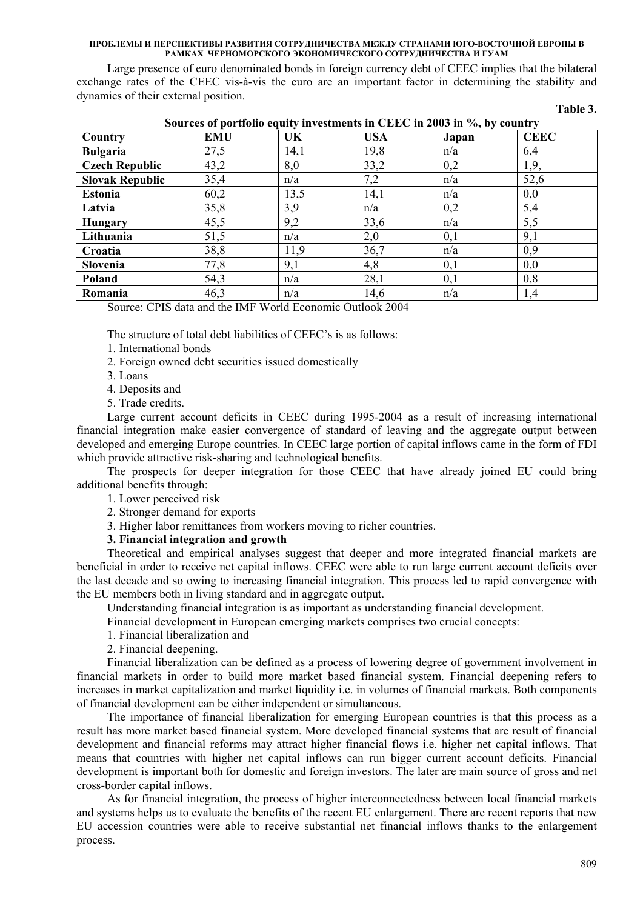Large presence of euro denominated bonds in foreign currency debt of CEEC implies that the bilateral exchange rates of the CEEC vis-à-vis the euro are an important factor in determining the stability and dynamics of their external position.

**Table 3.**

**Sources of portfolio equity investments in CEEC in 2003 in %, by country**

| Country | EMU | UK | USA | Japan | CEEC |
|---|---|---|---|---|---|
| **Bulgaria** | 27,5 | 14,1 | 19,8 | n/a | 6,4 |
| **Czech Republic** | 43,2 | 8,0 | 33,2 | 0,2 | 1,9, |
| **Slovak Republic** | 35,4 | n/a | 7,2 | n/a | 52,6 |
| **Estonia** | 60,2 | 13,5 | 14,1 | n/a | 0,0 |
| **Latvia** | 35,8 | 3,9 | n/a | 0,2 | 5,4 |
| **Hungary** | 45,5 | 9,2 | 33,6 | n/a | 5,5 |
| **Lithuania** | 51,5 | n/a | 2,0 | 0,1 | 9,1 |
| **Croatia** | 38,8 | 11,9 | 36,7 | n/a | 0,9 |
| **Slovenia** | 77,8 | 9,1 | 4,8 | 0,1 | 0,0 |
| **Poland** | 54,3 | n/a | 28,1 | 0,1 | 0,8 |
| **Romania** | 46,3 | n/a | 14,6 | n/a | 1,4 |

Source: CPIS data and the IMF World Economic Outlook 2004

The structure of total debt liabilities of CEEC's is as follows:

1. International bonds
2. Foreign owned debt securities issued domestically
3. Loans
4. Deposits and
5. Trade credits.

Large current account deficits in CEEC during 1995-2004 as a result of increasing international financial integration make easier convergence of standard of leaving and the aggregate output between developed and emerging Europe countries. In CEEC large portion of capital inflows came in the form of FDI which provide attractive risk-sharing and technological benefits.

The prospects for deeper integration for those CEEC that have already joined EU could bring additional benefits through:

1. Lower perceived risk
2. Stronger demand for exports
3. Higher labor remittances from workers moving to richer countries.

**3. Financial integration and growth**

Theoretical and empirical analyses suggest that deeper and more integrated financial markets are beneficial in order to receive net capital inflows. CEEC were able to run large current account deficits over the last decade and so owing to increasing financial integration. This process led to rapid convergence with the EU members both in living standard and in aggregate output.

Understanding financial integration is as important as understanding financial development.

Financial development in European emerging markets comprises two crucial concepts:

1. Financial liberalization and
2. Financial deepening.

Financial liberalization can be defined as a process of lowering degree of government involvement in financial markets in order to build more market based financial system. Financial deepening refers to increases in market capitalization and market liquidity i.e. in volumes of financial markets. Both components of financial development can be either independent or simultaneous.

The importance of financial liberalization for emerging European countries is that this process as a result has more market based financial system. More developed financial systems that are result of financial development and financial reforms may attract higher financial flows i.e. higher net capital inflows. That means that countries with higher net capital inflows can run bigger current account deficits. Financial development is important both for domestic and foreign investors. The later are main source of gross and net cross-border capital inflows.

As for financial integration, the process of higher interconnectedness between local financial markets and systems helps us to evaluate the benefits of the recent EU enlargement. There are recent reports that new EU accession countries were able to receive substantial net financial inflows thanks to the enlargement process.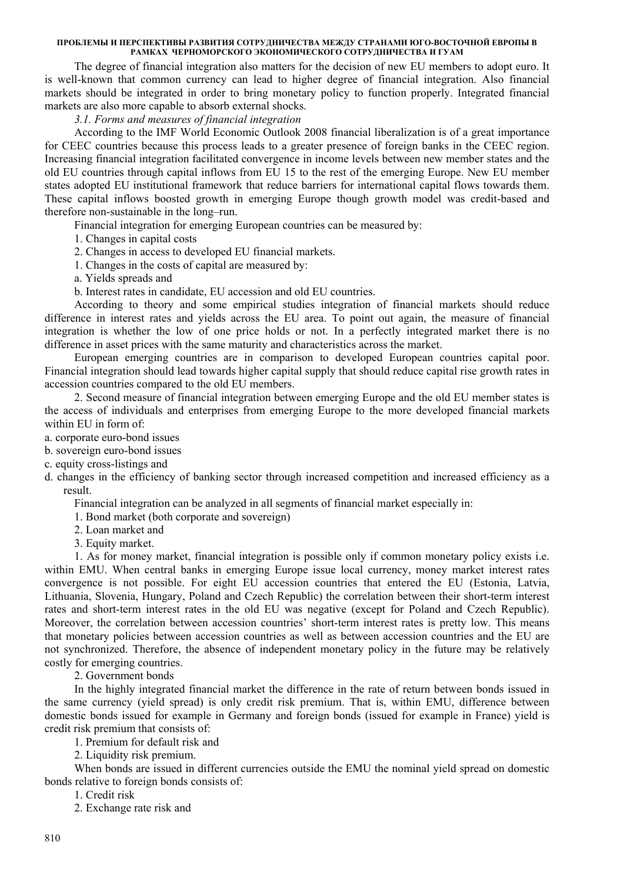The degree of financial integration also matters for the decision of new EU members to adopt euro. It is well-known that common currency can lead to higher degree of financial integration. Also financial markets should be integrated in order to bring monetary policy to function properly. Integrated financial markets are also more capable to absorb external shocks.

*3.1. Forms and measures of financial integration*

According to the IMF World Economic Outlook 2008 financial liberalization is of a great importance for CEEC countries because this process leads to a greater presence of foreign banks in the CEEC region. Increasing financial integration facilitated convergence in income levels between new member states and the old EU countries through capital inflows from EU 15 to the rest of the emerging Europe. New EU member states adopted EU institutional framework that reduce barriers for international capital flows towards them. These capital inflows boosted growth in emerging Europe though growth model was credit-based and therefore non-sustainable in the long–run.

Financial integration for emerging European countries can be measured by:

1. Changes in capital costs
2. Changes in access to developed EU financial markets.

1. Changes in the costs of capital are measured by:

a. Yields spreads and

b. Interest rates in candidate, EU accession and old EU countries.

According to theory and some empirical studies integration of financial markets should reduce difference in interest rates and yields across the EU area. To point out again, the measure of financial integration is whether the low of one price holds or not. In a perfectly integrated market there is no difference in asset prices with the same maturity and characteristics across the market.

European emerging countries are in comparison to developed European countries capital poor. Financial integration should lead towards higher capital supply that should reduce capital rise growth rates in accession countries compared to the old EU members.

2. Second measure of financial integration between emerging Europe and the old EU member states is the access of individuals and enterprises from emerging Europe to the more developed financial markets within EU in form of:

a. corporate euro-bond issues

b. sovereign euro-bond issues

c. equity cross-listings and

d. changes in the efficiency of banking sector through increased competition and increased efficiency as a result.

Financial integration can be analyzed in all segments of financial market especially in:

1. Bond market (both corporate and sovereign)
2. Loan market and
3. Equity market.

1. As for money market, financial integration is possible only if common monetary policy exists i.e. within EMU. When central banks in emerging Europe issue local currency, money market interest rates convergence is not possible. For eight EU accession countries that entered the EU (Estonia, Latvia, Lithuania, Slovenia, Hungary, Poland and Czech Republic) the correlation between their short-term interest rates and short-term interest rates in the old EU was negative (except for Poland and Czech Republic). Moreover, the correlation between accession countries' short-term interest rates is pretty low. This means that monetary policies between accession countries as well as between accession countries and the EU are not synchronized. Therefore, the absence of independent monetary policy in the future may be relatively costly for emerging countries.

2. Government bonds

In the highly integrated financial market the difference in the rate of return between bonds issued in the same currency (yield spread) is only credit risk premium. That is, within EMU, difference between domestic bonds issued for example in Germany and foreign bonds (issued for example in France) yield is credit risk premium that consists of:

1. Premium for default risk and
2. Liquidity risk premium.

When bonds are issued in different currencies outside the EMU the nominal yield spread on domestic bonds relative to foreign bonds consists of:

1. Credit risk
2. Exchange rate risk and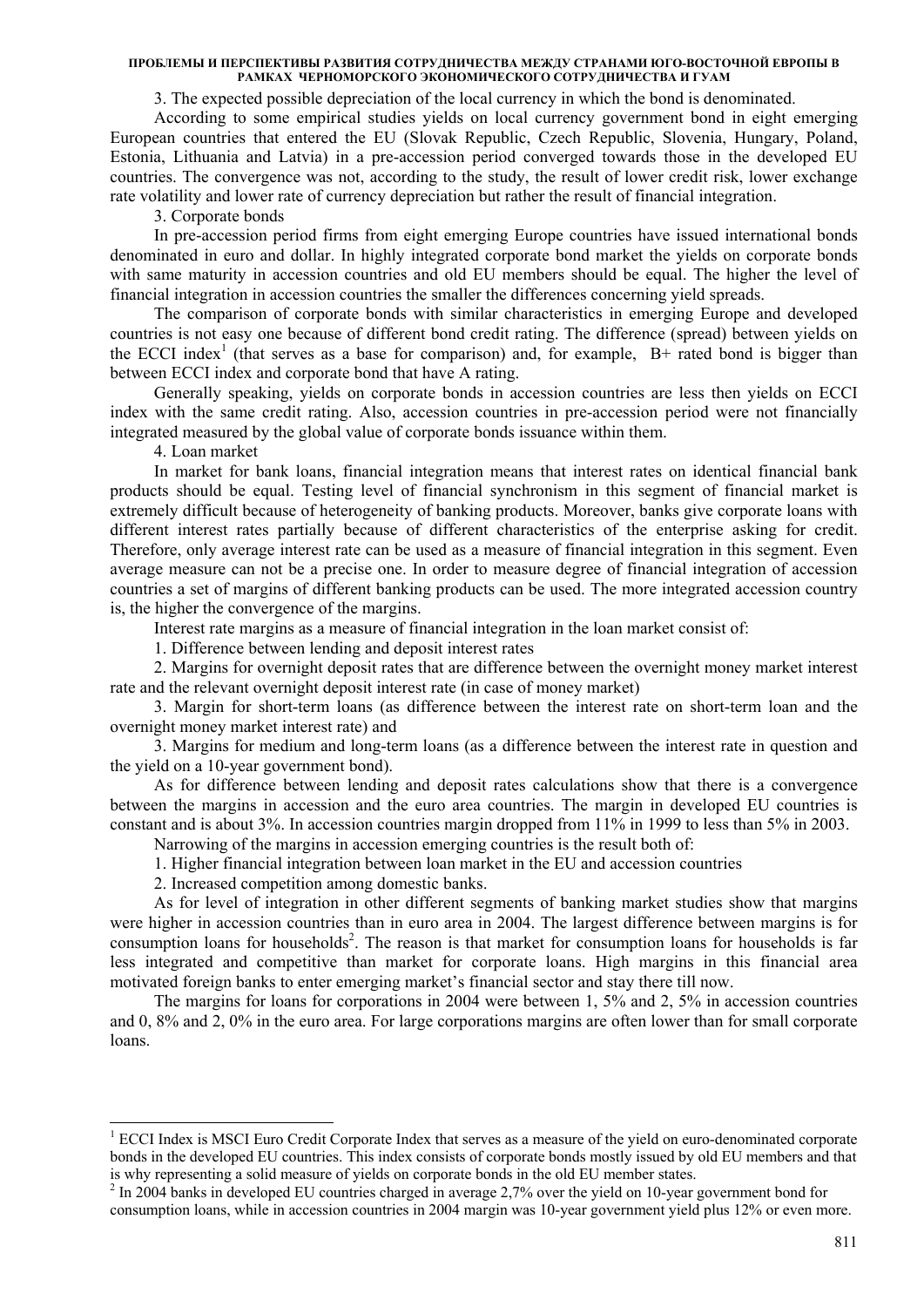3. The expected possible depreciation of the local currency in which the bond is denominated.

According to some empirical studies yields on local currency government bond in eight emerging European countries that entered the EU (Slovak Republic, Czech Republic, Slovenia, Hungary, Poland, Estonia, Lithuania and Latvia) in a pre-accession period converged towards those in the developed EU countries. The convergence was not, according to the study, the result of lower credit risk, lower exchange rate volatility and lower rate of currency depreciation but rather the result of financial integration.

3. Corporate bonds

In pre-accession period firms from eight emerging Europe countries have issued international bonds denominated in euro and dollar. In highly integrated corporate bond market the yields on corporate bonds with same maturity in accession countries and old EU members should be equal. The higher the level of financial integration in accession countries the smaller the differences concerning yield spreads.

The comparison of corporate bonds with similar characteristics in emerging Europe and developed countries is not easy one because of different bond credit rating. The difference (spread) between yields on the ECCI index[1] (that serves as a base for comparison) and, for example, B+ rated bond is bigger than between ECCI index and corporate bond that have A rating.

Generally speaking, yields on corporate bonds in accession countries are less then yields on ECCI index with the same credit rating. Also, accession countries in pre-accession period were not financially integrated measured by the global value of corporate bonds issuance within them.

4. Loan market

In market for bank loans, financial integration means that interest rates on identical financial bank products should be equal. Testing level of financial synchronism in this segment of financial market is extremely difficult because of heterogeneity of banking products. Moreover, banks give corporate loans with different interest rates partially because of different characteristics of the enterprise asking for credit. Therefore, only average interest rate can be used as a measure of financial integration in this segment. Even average measure can not be a precise one. In order to measure degree of financial integration of accession countries a set of margins of different banking products can be used. The more integrated accession country is, the higher the convergence of the margins.

Interest rate margins as a measure of financial integration in the loan market consist of:

1. Difference between lending and deposit interest rates
2. Margins for overnight deposit rates that are difference between the overnight money market interest rate and the relevant overnight deposit interest rate (in case of money market)
3. Margin for short-term loans (as difference between the interest rate on short-term loan and the overnight money market interest rate) and
3. Margins for medium and long-term loans (as a difference between the interest rate in question and the yield on a 10-year government bond).

As for difference between lending and deposit rates calculations show that there is a convergence between the margins in accession and the euro area countries. The margin in developed EU countries is constant and is about 3%. In accession countries margin dropped from 11% in 1999 to less than 5% in 2003.

Narrowing of the margins in accession emerging countries is the result both of:

1. Higher financial integration between loan market in the EU and accession countries
2. Increased competition among domestic banks.

As for level of integration in other different segments of banking market studies show that margins were higher in accession countries than in euro area in 2004. The largest difference between margins is for consumption loans for households[2]. The reason is that market for consumption loans for households is far less integrated and competitive than market for corporate loans. High margins in this financial area motivated foreign banks to enter emerging market's financial sector and stay there till now.

The margins for loans for corporations in 2004 were between 1, 5% and 2, 5% in accession countries and 0, 8% and 2, 0% in the euro area. For large corporations margins are often lower than for small corporate loans.

---

[1] ECCI Index is MSCI Euro Credit Corporate Index that serves as a measure of the yield on euro-denominated corporate bonds in the developed EU countries. This index consists of corporate bonds mostly issued by old EU members and that is why representing a solid measure of yields on corporate bonds in the old EU member states.

[2] In 2004 banks in developed EU countries charged in average 2,7% over the yield on 10-year government bond for consumption loans, while in accession countries in 2004 margin was 10-year government yield plus 12% or even more.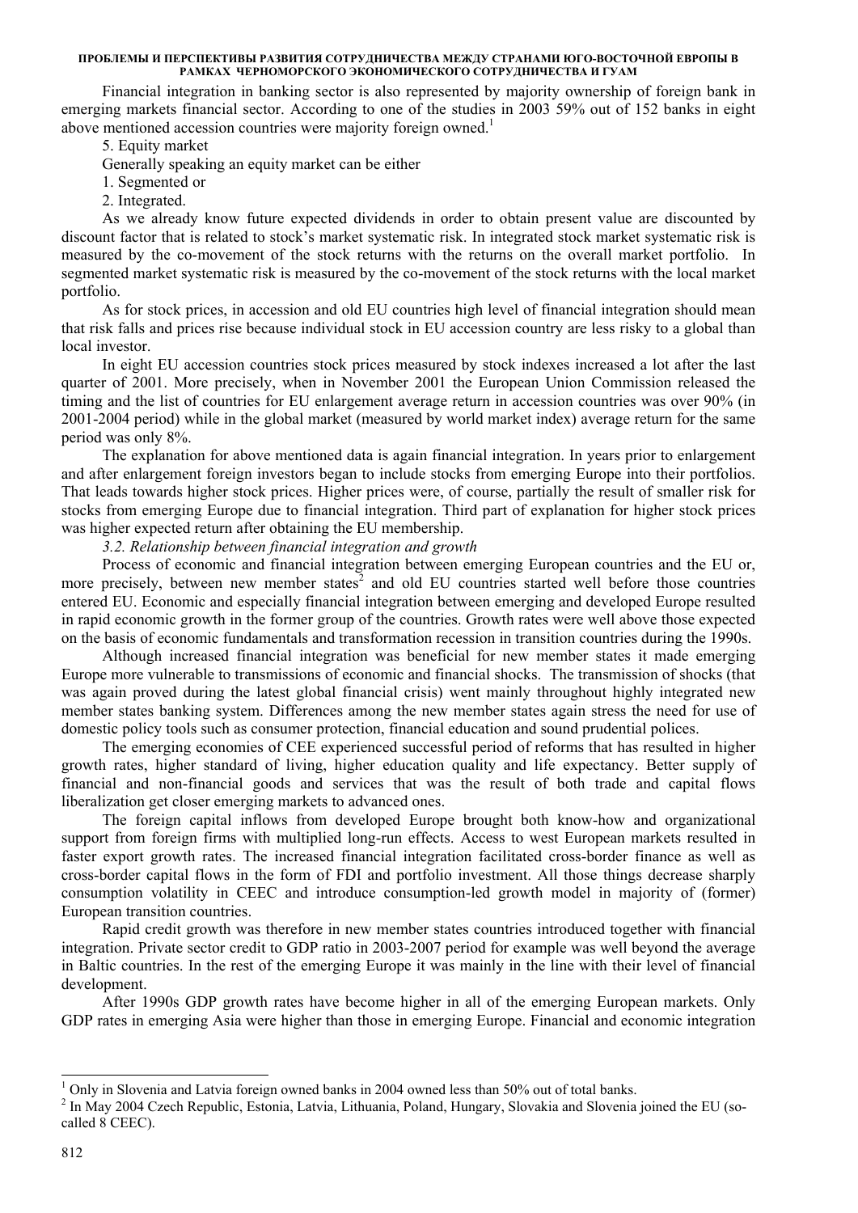Financial integration in banking sector is also represented by majority ownership of foreign bank in emerging markets financial sector. According to one of the studies in 2003 59% out of 152 banks in eight above mentioned accession countries were majority foreign owned.[1]

5. Equity market

Generally speaking an equity market can be either

1. Segmented or
2. Integrated.

As we already know future expected dividends in order to obtain present value are discounted by discount factor that is related to stock's market systematic risk. In integrated stock market systematic risk is measured by the co-movement of the stock returns with the returns on the overall market portfolio. In segmented market systematic risk is measured by the co-movement of the stock returns with the local market portfolio.

As for stock prices, in accession and old EU countries high level of financial integration should mean that risk falls and prices rise because individual stock in EU accession country are less risky to a global than local investor.

In eight EU accession countries stock prices measured by stock indexes increased a lot after the last quarter of 2001. More precisely, when in November 2001 the European Union Commission released the timing and the list of countries for EU enlargement average return in accession countries was over 90% (in 2001-2004 period) while in the global market (measured by world market index) average return for the same period was only 8%.

The explanation for above mentioned data is again financial integration. In years prior to enlargement and after enlargement foreign investors began to include stocks from emerging Europe into their portfolios. That leads towards higher stock prices. Higher prices were, of course, partially the result of smaller risk for stocks from emerging Europe due to financial integration. Third part of explanation for higher stock prices was higher expected return after obtaining the EU membership.

*3.2. Relationship between financial integration and growth*

Process of economic and financial integration between emerging European countries and the EU or, more precisely, between new member states[2] and old EU countries started well before those countries entered EU. Economic and especially financial integration between emerging and developed Europe resulted in rapid economic growth in the former group of the countries. Growth rates were well above those expected on the basis of economic fundamentals and transformation recession in transition countries during the 1990s.

Although increased financial integration was beneficial for new member states it made emerging Europe more vulnerable to transmissions of economic and financial shocks. The transmission of shocks (that was again proved during the latest global financial crisis) went mainly throughout highly integrated new member states banking system. Differences among the new member states again stress the need for use of domestic policy tools such as consumer protection, financial education and sound prudential polices.

The emerging economies of CEE experienced successful period of reforms that has resulted in higher growth rates, higher standard of living, higher education quality and life expectancy. Better supply of financial and non-financial goods and services that was the result of both trade and capital flows liberalization get closer emerging markets to advanced ones.

The foreign capital inflows from developed Europe brought both know-how and organizational support from foreign firms with multiplied long-run effects. Access to west European markets resulted in faster export growth rates. The increased financial integration facilitated cross-border finance as well as cross-border capital flows in the form of FDI and portfolio investment. All those things decrease sharply consumption volatility in CEEC and introduce consumption-led growth model in majority of (former) European transition countries.

Rapid credit growth was therefore in new member states countries introduced together with financial integration. Private sector credit to GDP ratio in 2003-2007 period for example was well beyond the average in Baltic countries. In the rest of the emerging Europe it was mainly in the line with their level of financial development.

After 1990s GDP growth rates have become higher in all of the emerging European markets. Only GDP rates in emerging Asia were higher than those in emerging Europe. Financial and economic integration

---

[1] Only in Slovenia and Latvia foreign owned banks in 2004 owned less than 50% out of total banks.

[2] In May 2004 Czech Republic, Estonia, Latvia, Lithuania, Poland, Hungary, Slovakia and Slovenia joined the EU (so-called 8 CEEC).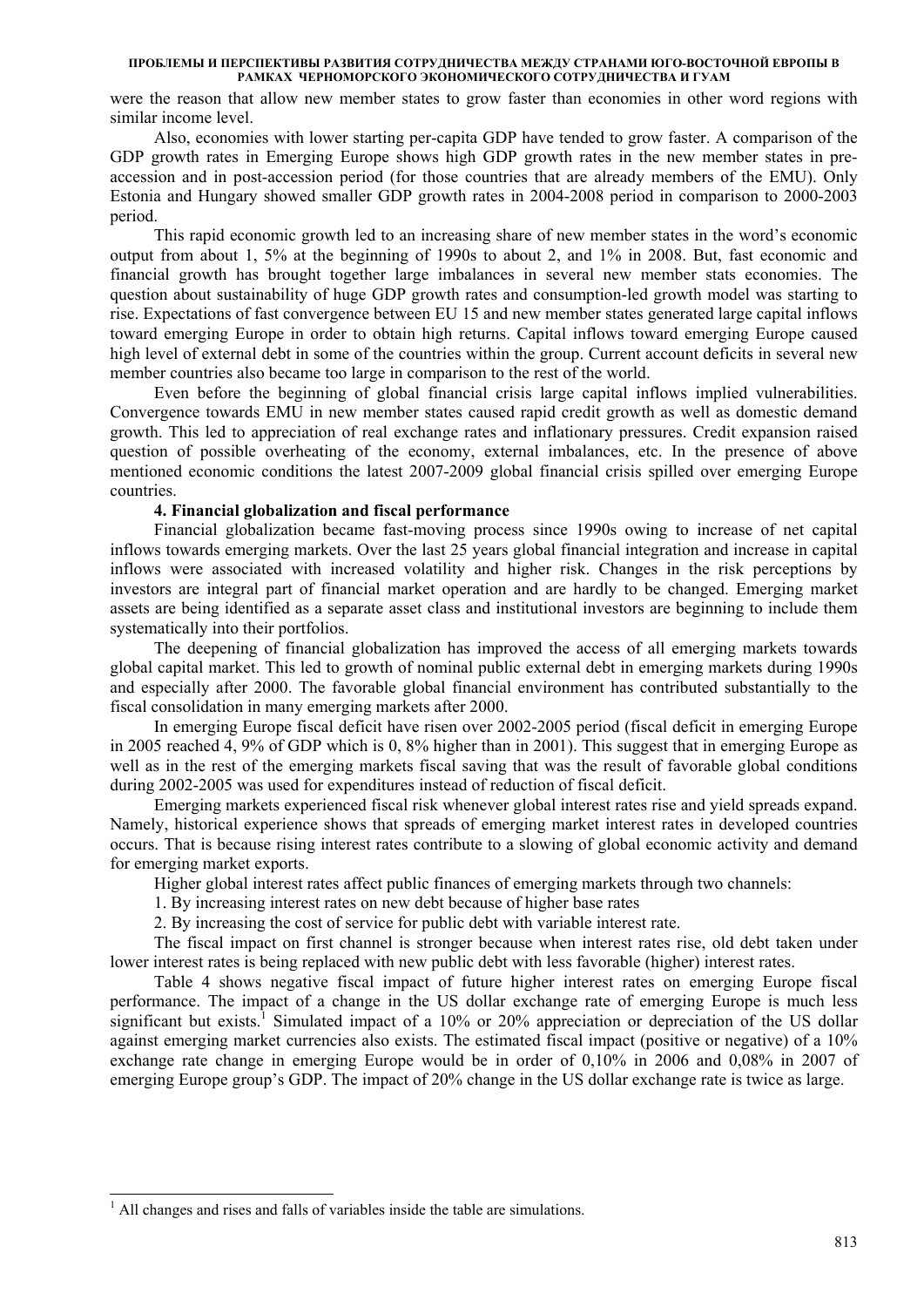were the reason that allow new member states to grow faster than economies in other word regions with similar income level.

Also, economies with lower starting per-capita GDP have tended to grow faster. A comparison of the GDP growth rates in Emerging Europe shows high GDP growth rates in the new member states in pre-accession and in post-accession period (for those countries that are already members of the EMU). Only Estonia and Hungary showed smaller GDP growth rates in 2004-2008 period in comparison to 2000-2003 period.

This rapid economic growth led to an increasing share of new member states in the word's economic output from about 1, 5% at the beginning of 1990s to about 2, and 1% in 2008. But, fast economic and financial growth has brought together large imbalances in several new member stats economies. The question about sustainability of huge GDP growth rates and consumption-led growth model was starting to rise. Expectations of fast convergence between EU 15 and new member states generated large capital inflows toward emerging Europe in order to obtain high returns. Capital inflows toward emerging Europe caused high level of external debt in some of the countries within the group. Current account deficits in several new member countries also became too large in comparison to the rest of the world.

Even before the beginning of global financial crisis large capital inflows implied vulnerabilities. Convergence towards EMU in new member states caused rapid credit growth as well as domestic demand growth. This led to appreciation of real exchange rates and inflationary pressures. Credit expansion raised question of possible overheating of the economy, external imbalances, etc. In the presence of above mentioned economic conditions the latest 2007-2009 global financial crisis spilled over emerging Europe countries.

### 4. Financial globalization and fiscal performance

Financial globalization became fast-moving process since 1990s owing to increase of net capital inflows towards emerging markets. Over the last 25 years global financial integration and increase in capital inflows were associated with increased volatility and higher risk. Changes in the risk perceptions by investors are integral part of financial market operation and are hardly to be changed. Emerging market assets are being identified as a separate asset class and institutional investors are beginning to include them systematically into their portfolios.

The deepening of financial globalization has improved the access of all emerging markets towards global capital market. This led to growth of nominal public external debt in emerging markets during 1990s and especially after 2000. The favorable global financial environment has contributed substantially to the fiscal consolidation in many emerging markets after 2000.

In emerging Europe fiscal deficit have risen over 2002-2005 period (fiscal deficit in emerging Europe in 2005 reached 4, 9% of GDP which is 0, 8% higher than in 2001). This suggest that in emerging Europe as well as in the rest of the emerging markets fiscal saving that was the result of favorable global conditions during 2002-2005 was used for expenditures instead of reduction of fiscal deficit.

Emerging markets experienced fiscal risk whenever global interest rates rise and yield spreads expand. Namely, historical experience shows that spreads of emerging market interest rates in developed countries occurs. That is because rising interest rates contribute to a slowing of global economic activity and demand for emerging market exports.

Higher global interest rates affect public finances of emerging markets through two channels:

1. By increasing interest rates on new debt because of higher base rates
2. By increasing the cost of service for public debt with variable interest rate.

The fiscal impact on first channel is stronger because when interest rates rise, old debt taken under lower interest rates is being replaced with new public debt with less favorable (higher) interest rates.

Table 4 shows negative fiscal impact of future higher interest rates on emerging Europe fiscal performance. The impact of a change in the US dollar exchange rate of emerging Europe is much less significant but exists.[1] Simulated impact of a 10% or 20% appreciation or depreciation of the US dollar against emerging market currencies also exists. The estimated fiscal impact (positive or negative) of a 10% exchange rate change in emerging Europe would be in order of 0,10% in 2006 and 0,08% in 2007 of emerging Europe group's GDP. The impact of 20% change in the US dollar exchange rate is twice as large.

[1] All changes and rises and falls of variables inside the table are simulations.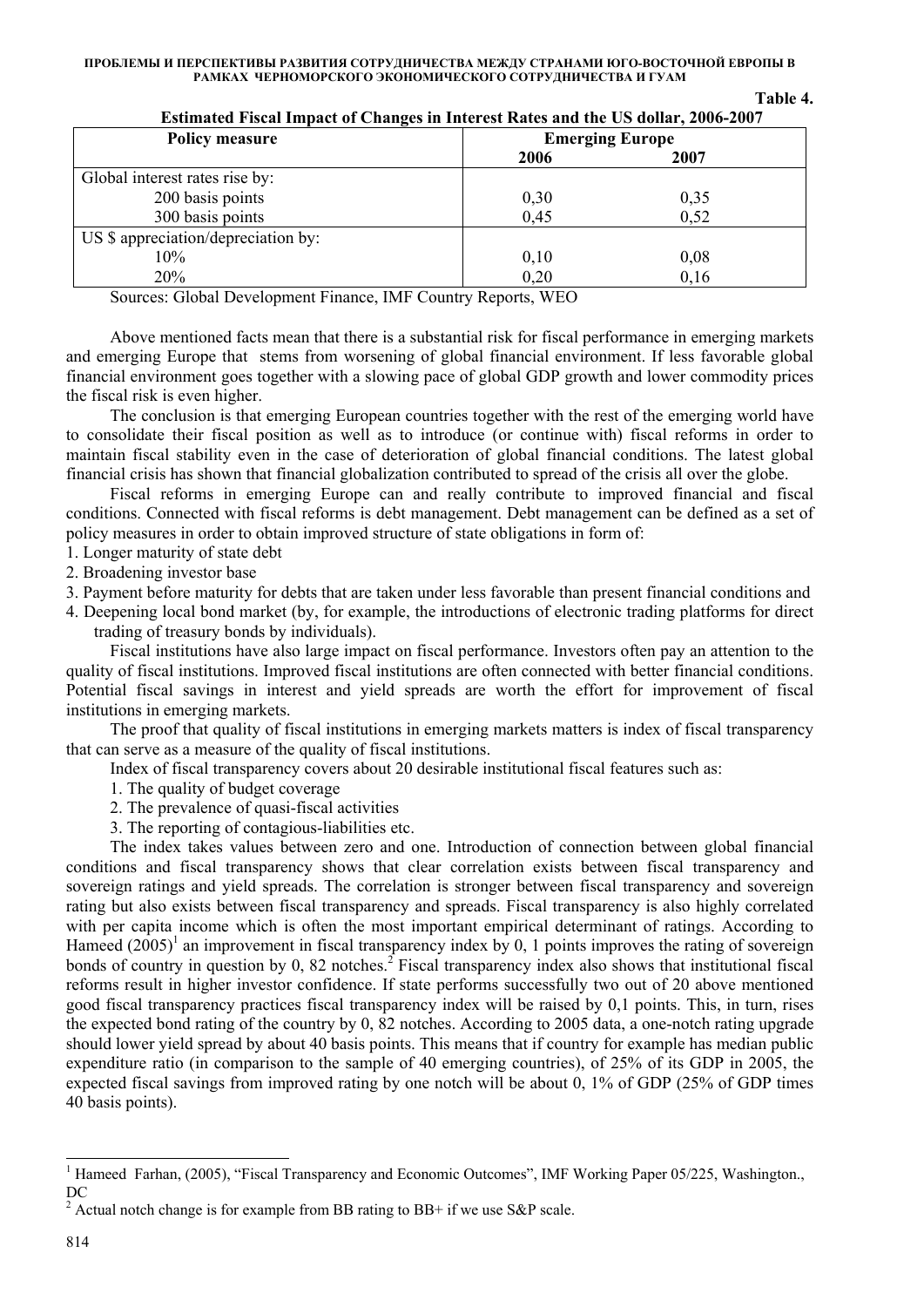Table 4.

**Estimated Fiscal Impact of Changes in Interest Rates and the US dollar, 2006-2007**

| Policy measure | Emerging Europe | |
|---|---|---|
| | 2006 | 2007 |
| Global interest rates rise by: | | |
| 200 basis points | 0,30 | 0,35 |
| 300 basis points | 0,45 | 0,52 |
| US $ appreciation/depreciation by: | | |
| 10% | 0,10 | 0,08 |
| 20% | 0,20 | 0,16 |

Sources: Global Development Finance, IMF Country Reports, WEO

Above mentioned facts mean that there is a substantial risk for fiscal performance in emerging markets and emerging Europe that stems from worsening of global financial environment. If less favorable global financial environment goes together with a slowing pace of global GDP growth and lower commodity prices the fiscal risk is even higher.

The conclusion is that emerging European countries together with the rest of the emerging world have to consolidate their fiscal position as well as to introduce (or continue with) fiscal reforms in order to maintain fiscal stability even in the case of deterioration of global financial conditions. The latest global financial crisis has shown that financial globalization contributed to spread of the crisis all over the globe.

Fiscal reforms in emerging Europe can and really contribute to improved financial and fiscal conditions. Connected with fiscal reforms is debt management. Debt management can be defined as a set of policy measures in order to obtain improved structure of state obligations in form of:

1. Longer maturity of state debt
2. Broadening investor base
3. Payment before maturity for debts that are taken under less favorable than present financial conditions and
4. Deepening local bond market (by, for example, the introductions of electronic trading platforms for direct trading of treasury bonds by individuals).

Fiscal institutions have also large impact on fiscal performance. Investors often pay an attention to the quality of fiscal institutions. Improved fiscal institutions are often connected with better financial conditions. Potential fiscal savings in interest and yield spreads are worth the effort for improvement of fiscal institutions in emerging markets.

The proof that quality of fiscal institutions in emerging markets matters is index of fiscal transparency that can serve as a measure of the quality of fiscal institutions.

Index of fiscal transparency covers about 20 desirable institutional fiscal features such as:

1. The quality of budget coverage
2. The prevalence of quasi-fiscal activities
3. The reporting of contagious-liabilities etc.

The index takes values between zero and one. Introduction of connection between global financial conditions and fiscal transparency shows that clear correlation exists between fiscal transparency and sovereign ratings and yield spreads. The correlation is stronger between fiscal transparency and sovereign rating but also exists between fiscal transparency and spreads. Fiscal transparency is also highly correlated with per capita income which is often the most important empirical determinant of ratings. According to Hameed (2005)[1] an improvement in fiscal transparency index by 0, 1 points improves the rating of sovereign bonds of country in question by 0, 82 notches.[2] Fiscal transparency index also shows that institutional fiscal reforms result in higher investor confidence. If state performs successfully two out of 20 above mentioned good fiscal transparency practices fiscal transparency index will be raised by 0,1 points. This, in turn, rises the expected bond rating of the country by 0, 82 notches. According to 2005 data, a one-notch rating upgrade should lower yield spread by about 40 basis points. This means that if country for example has median public expenditure ratio (in comparison to the sample of 40 emerging countries), of 25% of its GDP in 2005, the expected fiscal savings from improved rating by one notch will be about 0, 1% of GDP (25% of GDP times 40 basis points).

---

[1] Hameed Farhan, (2005), "Fiscal Transparency and Economic Outcomes", IMF Working Paper 05/225, Washington., DC

[2] Actual notch change is for example from BB rating to BB+ if we use S&P scale.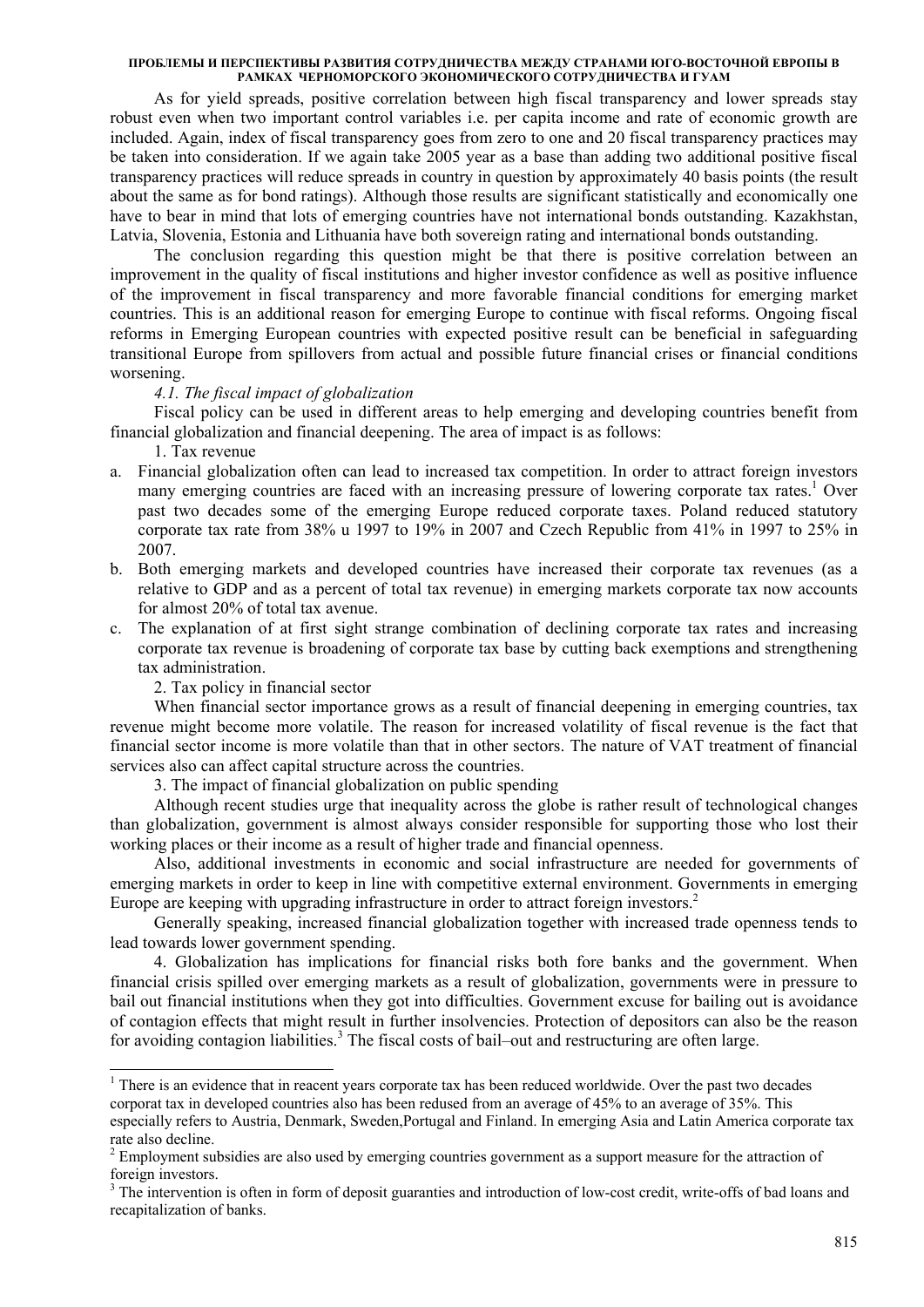As for yield spreads, positive correlation between high fiscal transparency and lower spreads stay robust even when two important control variables i.e. per capita income and rate of economic growth are included. Again, index of fiscal transparency goes from zero to one and 20 fiscal transparency practices may be taken into consideration. If we again take 2005 year as a base than adding two additional positive fiscal transparency practices will reduce spreads in country in question by approximately 40 basis points (the result about the same as for bond ratings). Although those results are significant statistically and economically one have to bear in mind that lots of emerging countries have not international bonds outstanding. Kazakhstan, Latvia, Slovenia, Estonia and Lithuania have both sovereign rating and international bonds outstanding.

The conclusion regarding this question might be that there is positive correlation between an improvement in the quality of fiscal institutions and higher investor confidence as well as positive influence of the improvement in fiscal transparency and more favorable financial conditions for emerging market countries. This is an additional reason for emerging Europe to continue with fiscal reforms. Ongoing fiscal reforms in Emerging European countries with expected positive result can be beneficial in safeguarding transitional Europe from spillovers from actual and possible future financial crises or financial conditions worsening.

*4.1. The fiscal impact of globalization*

Fiscal policy can be used in different areas to help emerging and developing countries benefit from financial globalization and financial deepening. The area of impact is as follows:

1. Tax revenue

a. Financial globalization often can lead to increased tax competition. In order to attract foreign investors many emerging countries are faced with an increasing pressure of lowering corporate tax rates.[1] Over past two decades some of the emerging Europe reduced corporate taxes. Poland reduced statutory corporate tax rate from 38% u 1997 to 19% in 2007 and Czech Republic from 41% in 1997 to 25% in 2007.
b. Both emerging markets and developed countries have increased their corporate tax revenues (as a relative to GDP and as a percent of total tax revenue) in emerging markets corporate tax now accounts for almost 20% of total tax avenue.
c. The explanation of at first sight strange combination of declining corporate tax rates and increasing corporate tax revenue is broadening of corporate tax base by cutting back exemptions and strengthening tax administration.

2. Tax policy in financial sector

When financial sector importance grows as a result of financial deepening in emerging countries, tax revenue might become more volatile. The reason for increased volatility of fiscal revenue is the fact that financial sector income is more volatile than that in other sectors. The nature of VAT treatment of financial services also can affect capital structure across the countries.

3. The impact of financial globalization on public spending

Although recent studies urge that inequality across the globe is rather result of technological changes than globalization, government is almost always consider responsible for supporting those who lost their working places or their income as a result of higher trade and financial openness.

Also, additional investments in economic and social infrastructure are needed for governments of emerging markets in order to keep in line with competitive external environment. Governments in emerging Europe are keeping with upgrading infrastructure in order to attract foreign investors.[2]

Generally speaking, increased financial globalization together with increased trade openness tends to lead towards lower government spending.

4. Globalization has implications for financial risks both fore banks and the government. When financial crisis spilled over emerging markets as a result of globalization, governments were in pressure to bail out financial institutions when they got into difficulties. Government excuse for bailing out is avoidance of contagion effects that might result in further insolvencies. Protection of depositors can also be the reason for avoiding contagion liabilities.[3] The fiscal costs of bail–out and restructuring are often large.

---

[1] There is an evidence that in reacent years corporate tax has been reduced worldwide. Over the past two decades corporat tax in developed countries also has been redused from an average of 45% to an average of 35%. This especially refers to Austria, Denmark, Sweden,Portugal and Finland. In emerging Asia and Latin America corporate tax rate also decline.

[2] Employment subsidies are also used by emerging countries government as a support measure for the attraction of foreign investors.

[3] The intervention is often in form of deposit guaranties and introduction of low-cost credit, write-offs of bad loans and recapitalization of banks.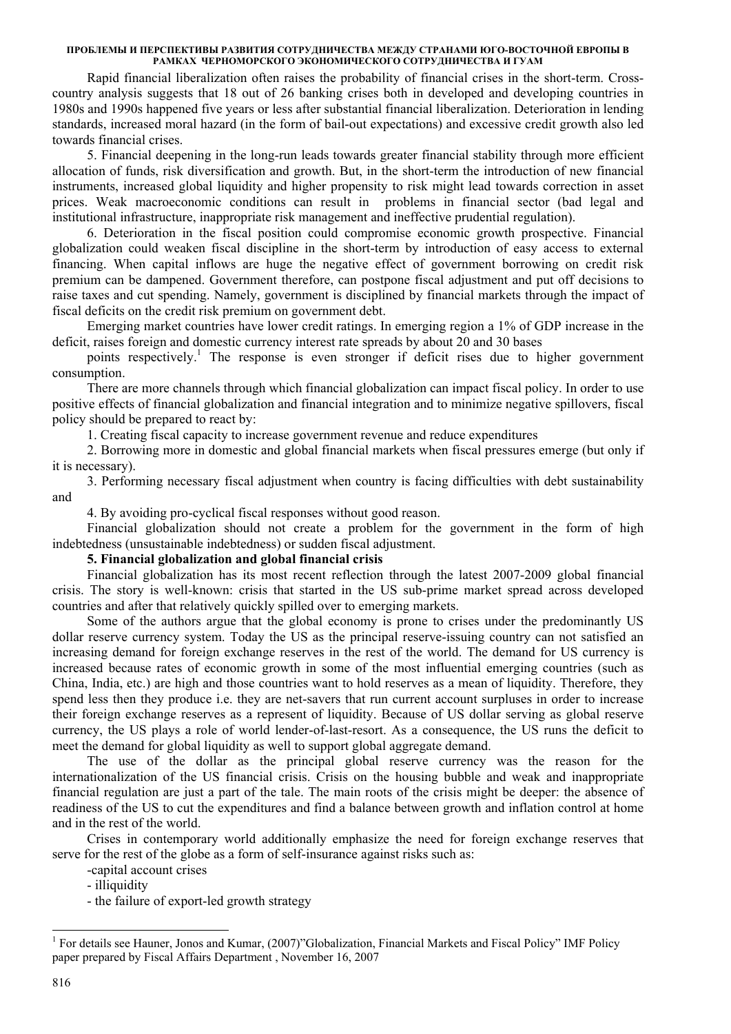Rapid financial liberalization often raises the probability of financial crises in the short-term. Cross-country analysis suggests that 18 out of 26 banking crises both in developed and developing countries in 1980s and 1990s happened five years or less after substantial financial liberalization. Deterioration in lending standards, increased moral hazard (in the form of bail-out expectations) and excessive credit growth also led towards financial crises.

5. Financial deepening in the long-run leads towards greater financial stability through more efficient allocation of funds, risk diversification and growth. But, in the short-term the introduction of new financial instruments, increased global liquidity and higher propensity to risk might lead towards correction in asset prices. Weak macroeconomic conditions can result in problems in financial sector (bad legal and institutional infrastructure, inappropriate risk management and ineffective prudential regulation).

6. Deterioration in the fiscal position could compromise economic growth prospective. Financial globalization could weaken fiscal discipline in the short-term by introduction of easy access to external financing. When capital inflows are huge the negative effect of government borrowing on credit risk premium can be dampened. Government therefore, can postpone fiscal adjustment and put off decisions to raise taxes and cut spending. Namely, government is disciplined by financial markets through the impact of fiscal deficits on the credit risk premium on government debt.

Emerging market countries have lower credit ratings. In emerging region a 1% of GDP increase in the deficit, raises foreign and domestic currency interest rate spreads by about 20 and 30 bases

points respectively.[1] The response is even stronger if deficit rises due to higher government consumption.

There are more channels through which financial globalization can impact fiscal policy. In order to use positive effects of financial globalization and financial integration and to minimize negative spillovers, fiscal policy should be prepared to react by:

1. Creating fiscal capacity to increase government revenue and reduce expenditures

2. Borrowing more in domestic and global financial markets when fiscal pressures emerge (but only if it is necessary).

3. Performing necessary fiscal adjustment when country is facing difficulties with debt sustainability and

4. By avoiding pro-cyclical fiscal responses without good reason.

Financial globalization should not create a problem for the government in the form of high indebtedness (unsustainable indebtedness) or sudden fiscal adjustment.

**5. Financial globalization and global financial crisis**

Financial globalization has its most recent reflection through the latest 2007-2009 global financial crisis. The story is well-known: crisis that started in the US sub-prime market spread across developed countries and after that relatively quickly spilled over to emerging markets.

Some of the authors argue that the global economy is prone to crises under the predominantly US dollar reserve currency system. Today the US as the principal reserve-issuing country can not satisfied an increasing demand for foreign exchange reserves in the rest of the world. The demand for US currency is increased because rates of economic growth in some of the most influential emerging countries (such as China, India, etc.) are high and those countries want to hold reserves as a mean of liquidity. Therefore, they spend less then they produce i.e. they are net-savers that run current account surpluses in order to increase their foreign exchange reserves as a represent of liquidity. Because of US dollar serving as global reserve currency, the US plays a role of world lender-of-last-resort. As a consequence, the US runs the deficit to meet the demand for global liquidity as well to support global aggregate demand.

The use of the dollar as the principal global reserve currency was the reason for the internationalization of the US financial crisis. Crisis on the housing bubble and weak and inappropriate financial regulation are just a part of the tale. The main roots of the crisis might be deeper: the absence of readiness of the US to cut the expenditures and find a balance between growth and inflation control at home and in the rest of the world.

Crises in contemporary world additionally emphasize the need for foreign exchange reserves that serve for the rest of the globe as a form of self-insurance against risks such as:

-capital account crises

- illiquidity

- the failure of export-led growth strategy

---

[1] For details see Hauner, Jonos and Kumar, (2007)"Globalization, Financial Markets and Fiscal Policy" IMF Policy paper prepared by Fiscal Affairs Department , November 16, 2007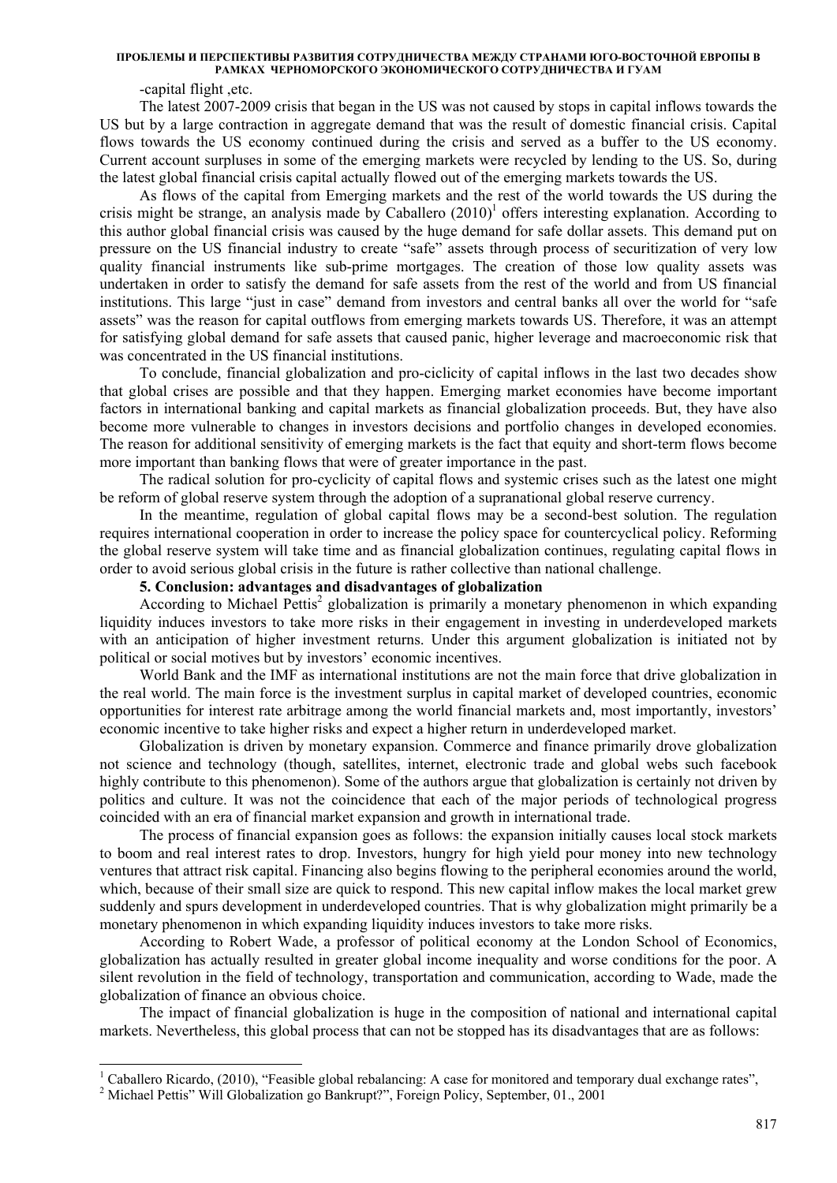-capital flight ,etc.

The latest 2007-2009 crisis that began in the US was not caused by stops in capital inflows towards the US but by a large contraction in aggregate demand that was the result of domestic financial crisis. Capital flows towards the US economy continued during the crisis and served as a buffer to the US economy. Current account surpluses in some of the emerging markets were recycled by lending to the US. So, during the latest global financial crisis capital actually flowed out of the emerging markets towards the US.

As flows of the capital from Emerging markets and the rest of the world towards the US during the crisis might be strange, an analysis made by Caballero (2010)[1] offers interesting explanation. According to this author global financial crisis was caused by the huge demand for safe dollar assets. This demand put on pressure on the US financial industry to create "safe" assets through process of securitization of very low quality financial instruments like sub-prime mortgages. The creation of those low quality assets was undertaken in order to satisfy the demand for safe assets from the rest of the world and from US financial institutions. This large "just in case" demand from investors and central banks all over the world for "safe assets" was the reason for capital outflows from emerging markets towards US. Therefore, it was an attempt for satisfying global demand for safe assets that caused panic, higher leverage and macroeconomic risk that was concentrated in the US financial institutions.

To conclude, financial globalization and pro-ciclicity of capital inflows in the last two decades show that global crises are possible and that they happen. Emerging market economies have become important factors in international banking and capital markets as financial globalization proceeds. But, they have also become more vulnerable to changes in investors decisions and portfolio changes in developed economies. The reason for additional sensitivity of emerging markets is the fact that equity and short-term flows become more important than banking flows that were of greater importance in the past.

The radical solution for pro-cyclicity of capital flows and systemic crises such as the latest one might be reform of global reserve system through the adoption of a supranational global reserve currency.

In the meantime, regulation of global capital flows may be a second-best solution. The regulation requires international cooperation in order to increase the policy space for countercyclical policy. Reforming the global reserve system will take time and as financial globalization continues, regulating capital flows in order to avoid serious global crisis in the future is rather collective than national challenge.

## 5. Conclusion: advantages and disadvantages of globalization

According to Michael Pettis[2] globalization is primarily a monetary phenomenon in which expanding liquidity induces investors to take more risks in their engagement in investing in underdeveloped markets with an anticipation of higher investment returns. Under this argument globalization is initiated not by political or social motives but by investors' economic incentives.

World Bank and the IMF as international institutions are not the main force that drive globalization in the real world. The main force is the investment surplus in capital market of developed countries, economic opportunities for interest rate arbitrage among the world financial markets and, most importantly, investors' economic incentive to take higher risks and expect a higher return in underdeveloped market.

Globalization is driven by monetary expansion. Commerce and finance primarily drove globalization not science and technology (though, satellites, internet, electronic trade and global webs such facebook highly contribute to this phenomenon). Some of the authors argue that globalization is certainly not driven by politics and culture. It was not the coincidence that each of the major periods of technological progress coincided with an era of financial market expansion and growth in international trade.

The process of financial expansion goes as follows: the expansion initially causes local stock markets to boom and real interest rates to drop. Investors, hungry for high yield pour money into new technology ventures that attract risk capital. Financing also begins flowing to the peripheral economies around the world, which, because of their small size are quick to respond. This new capital inflow makes the local market grew suddenly and spurs development in underdeveloped countries. That is why globalization might primarily be a monetary phenomenon in which expanding liquidity induces investors to take more risks.

According to Robert Wade, a professor of political economy at the London School of Economics, globalization has actually resulted in greater global income inequality and worse conditions for the poor. A silent revolution in the field of technology, transportation and communication, according to Wade, made the globalization of finance an obvious choice.

The impact of financial globalization is huge in the composition of national and international capital markets. Nevertheless, this global process that can not be stopped has its disadvantages that are as follows:

---

[1] Caballero Ricardo, (2010), "Feasible global rebalancing: A case for monitored and temporary dual exchange rates",

[2] Michael Pettis" Will Globalization go Bankrupt?", Foreign Policy, September, 01., 2001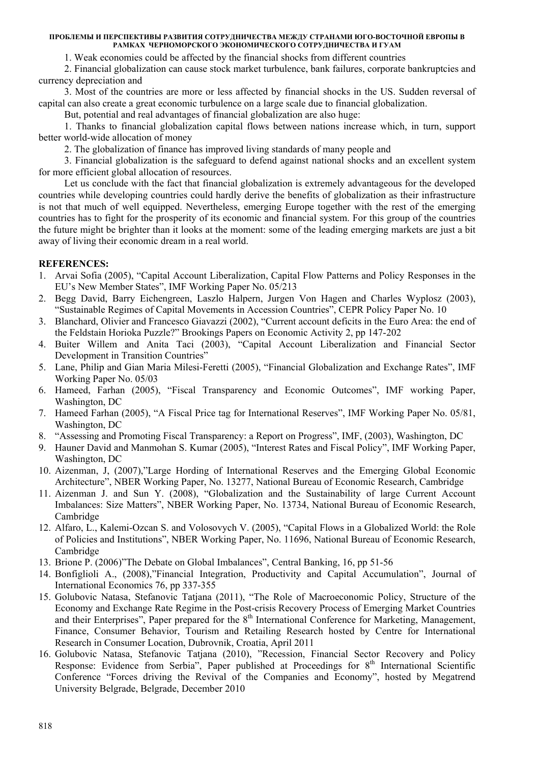1. Weak economies could be affected by the financial shocks from different countries

2. Financial globalization can cause stock market turbulence, bank failures, corporate bankruptcies and currency depreciation and

3. Most of the countries are more or less affected by financial shocks in the US. Sudden reversal of capital can also create a great economic turbulence on a large scale due to financial globalization.

But, potential and real advantages of financial globalization are also huge:

1. Thanks to financial globalization capital flows between nations increase which, in turn, support better world-wide allocation of money

2. The globalization of finance has improved living standards of many people and

3. Financial globalization is the safeguard to defend against national shocks and an excellent system for more efficient global allocation of resources.

Let us conclude with the fact that financial globalization is extremely advantageous for the developed countries while developing countries could hardly derive the benefits of globalization as their infrastructure is not that much of well equipped. Nevertheless, emerging Europe together with the rest of the emerging countries has to fight for the prosperity of its economic and financial system. For this group of the countries the future might be brighter than it looks at the moment: some of the leading emerging markets are just a bit away of living their economic dream in a real world.

## REFERENCES:

1. Arvai Sofia (2005), "Capital Account Liberalization, Capital Flow Patterns and Policy Responses in the EU's New Member States", IMF Working Paper No. 05/213
2. Begg David, Barry Eichengreen, Laszlo Halpern, Jurgen Von Hagen and Charles Wyplosz (2003), "Sustainable Regimes of Capital Movements in Accession Countries", CEPR Policy Paper No. 10
3. Blanchard, Olivier and Francesco Giavazzi (2002), "Current account deficits in the Euro Area: the end of the Feldstain Horioka Puzzle?" Brookings Papers on Economic Activity 2, pp 147-202
4. Buiter Willem and Anita Taci (2003), "Capital Account Liberalization and Financial Sector Development in Transition Countries"
5. Lane, Philip and Gian Maria Milesi-Feretti (2005), "Financial Globalization and Exchange Rates", IMF Working Paper No. 05/03
6. Hameed, Farhan (2005), "Fiscal Transparency and Economic Outcomes", IMF working Paper, Washington, DC
7. Hameed Farhan (2005), "A Fiscal Price tag for International Reserves", IMF Working Paper No. 05/81, Washington, DC
8. "Assessing and Promoting Fiscal Transparency: a Report on Progress", IMF, (2003), Washington, DC
9. Hauner David and Manmohan S. Kumar (2005), "Interest Rates and Fiscal Policy", IMF Working Paper, Washington, DC
10. Aizenman, J, (2007),"Large Hording of International Reserves and the Emerging Global Economic Architecture", NBER Working Paper, No. 13277, National Bureau of Economic Research, Cambridge
11. Aizenman J. and Sun Y. (2008), "Globalization and the Sustainability of large Current Account Imbalances: Size Matters", NBER Working Paper, No. 13734, National Bureau of Economic Research, Cambridge
12. Alfaro, L., Kalemi-Ozcan S. and Volosovych V. (2005), "Capital Flows in a Globalized World: the Role of Policies and Institutions", NBER Working Paper, No. 11696, National Bureau of Economic Research, Cambridge
13. Brione P. (2006)"The Debate on Global Imbalances", Central Banking, 16, pp 51-56
14. Bonfiglioli A., (2008),"Financial Integration, Productivity and Capital Accumulation", Journal of International Economics 76, pp 337-355
15. Golubovic Natasa, Stefanovic Tatjana (2011), "The Role of Macroeconomic Policy, Structure of the Economy and Exchange Rate Regime in the Post-crisis Recovery Process of Emerging Market Countries and their Enterprises", Paper prepared for the 8th International Conference for Marketing, Management, Finance, Consumer Behavior, Tourism and Retailing Research hosted by Centre for International Research in Consumer Location, Dubrovnik, Croatia, April 2011
16. Golubovic Natasa, Stefanovic Tatjana (2010), "Recession, Financial Sector Recovery and Policy Response: Evidence from Serbia", Paper published at Proceedings for 8th International Scientific Conference "Forces driving the Revival of the Companies and Economy", hosted by Megatrend University Belgrade, Belgrade, December 2010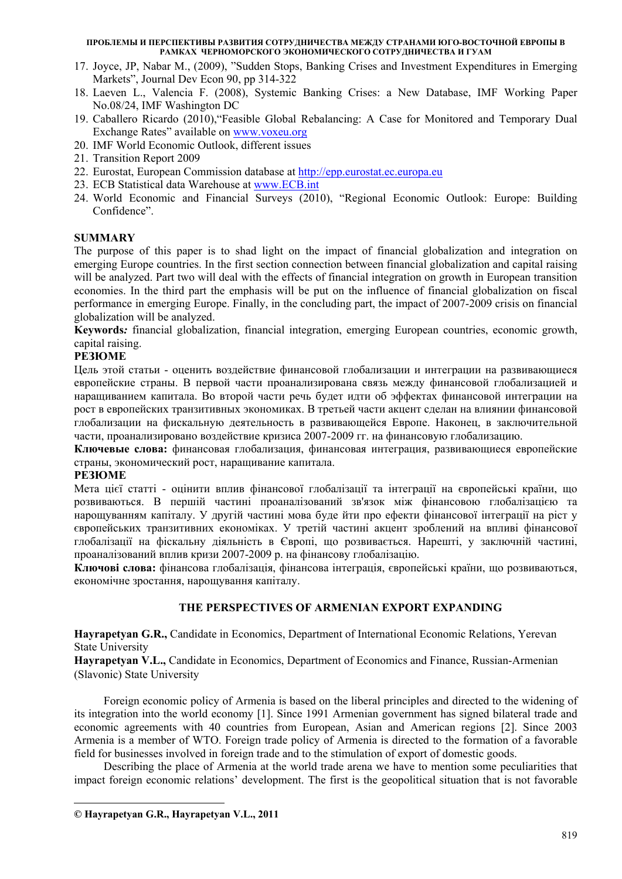17. Joyce, JP, Nabar M., (2009), "Sudden Stops, Banking Crises and Investment Expenditures in Emerging Markets", Journal Dev Econ 90, pp 314-322
18. Laeven L., Valencia F. (2008), Systemic Banking Crises: a New Database, IMF Working Paper No.08/24, IMF Washington DC
19. Caballero Ricardo (2010),"Feasible Global Rebalancing: A Case for Monitored and Temporary Dual Exchange Rates" available on www.voxeu.org
20. IMF World Economic Outlook, different issues
21. Transition Report 2009
22. Eurostat, European Commission database at http://epp.eurostat.ec.europa.eu
23. ECB Statistical data Warehouse at www.ECB.int
24. World Economic and Financial Surveys (2010), "Regional Economic Outlook: Europe: Building Confidence".

**SUMMARY**

The purpose of this paper is to shad light on the impact of financial globalization and integration on emerging Europe countries. In the first section connection between financial globalization and capital raising will be analyzed. Part two will deal with the effects of financial integration on growth in European transition economies. In the third part the emphasis will be put on the influence of financial globalization on fiscal performance in emerging Europe. Finally, in the concluding part, the impact of 2007-2009 crisis on financial globalization will be analyzed.

**Keywords***:* financial globalization, financial integration, emerging European countries, economic growth, capital raising.

**РЕЗЮМЕ**

Цель этой статьи - оценить воздействие финансовой глобализации и интеграции на развивающиеся европейские страны. В первой части проанализирована связь между финансовой глобализацией и наращиванием капитала. Во второй части речь будет идти об эффектах финансовой интеграции на рост в европейских транзитивных экономиках. В третьей части акцент сделан на влиянии финансовой глобализации на фискальную деятельность в развивающейся Европе. Наконец, в заключительной части, проанализировано воздействие кризиса 2007-2009 гг. на финансовую глобализацию.

**Ключевые слова:** финансовая глобализация, финансовая интеграция, развивающиеся европейские страны, экономический рост, наращивание капитала.

**РЕЗЮМЕ**

Мета цієї статті - оцінити вплив фінансової глобалізації та інтеграції на європейські країни, що розвиваються. В першій частині проаналізований зв'язок між фінансовою глобалізацією та нарощуванням капіталу. У другій частині мова буде йти про ефекти фінансової інтеграції на ріст у європейських транзитивних економіках. У третій частині акцент зроблений на впливі фінансової глобалізації на фіскальну діяльність в Європі, що розвивається. Нарешті, у заключній частині, проаналізований вплив кризи 2007-2009 р. на фінансову глобалізацію.

**Ключові слова:** фінансова глобалізація, фінансова інтеграція, європейські країни, що розвиваються, економічне зростання, нарощування капіталу.

## THE PERSPECTIVES OF ARMENIAN EXPORT EXPANDING

**Hayrapetyan G.R.,** Candidate in Economics, Department of International Economic Relations, Yerevan State University

**Hayrapetyan V.L.,** Candidate in Economics, Department of Economics and Finance, Russian-Armenian (Slavonic) State University

Foreign economic policy of Armenia is based on the liberal principles and directed to the widening of its integration into the world economy [1]. Since 1991 Armenian government has signed bilateral trade and economic agreements with 40 countries from European, Asian and American regions [2]. Since 2003 Armenia is a member of WTO. Foreign trade policy of Armenia is directed to the formation of a favorable field for businesses involved in foreign trade and to the stimulation of export of domestic goods.

Describing the place of Armenia at the world trade arena we have to mention some peculiarities that impact foreign economic relations' development. The first is the geopolitical situation that is not favorable

© Hayrapetyan G.R., Hayrapetyan V.L., 2011